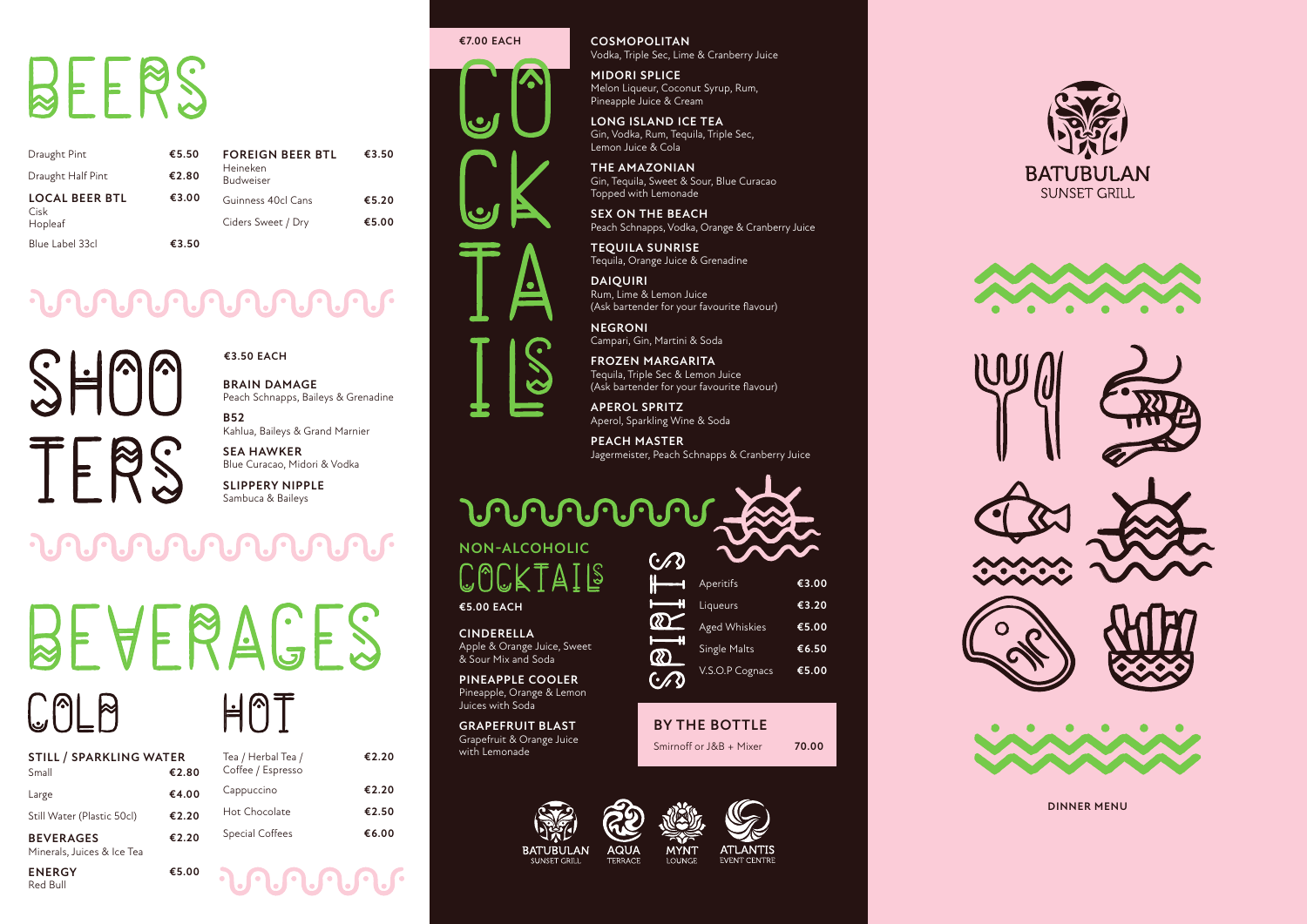# BEERS

| Item | Price |
|---|---|
| Draught Pint | €5.50 |
| Draught Half Pint | €2.80 |
| **LOCAL BEER BTL** (Cisk, Hopleaf) | €3.00 |
| Blue Label 33cl | €3.50 |
| **FOREIGN BEER BTL** (Heineken, Budweiser) | €3.50 |
| Guinness 40cl Cans | €5.20 |
| Ciders Sweet / Dry | €5.00 |

# SHOOTERS

**€3.50 EACH**

**BRAIN DAMAGE**
Peach Schnapps, Baileys & Grenadine

**B52**
Kahlua, Baileys & Grand Marnier

**SEA HAWKER**
Blue Curacao, Midori & Vodka

**SLIPPERY NIPPLE**
Sambuca & Baileys

# BEVERAGES

## COLD

| Item | Price |
|---|---|
| **STILL / SPARKLING WATER** | |
| Small | €2.80 |
| Large | €4.00 |
| Still Water (Plastic 50cl) | €2.20 |
| **BEVERAGES** (Minerals, Juices & Ice Tea) | €2.20 |
| **ENERGY** (Red Bull) | €5.00 |

## HOT

| Item | Price |
|---|---|
| Tea / Herbal Tea / Coffee / Espresso | €2.20 |
| Cappuccino | €2.20 |
| Hot Chocolate | €2.50 |
| Special Coffees | €6.00 |

# COCKTAILS

**€7.00 EACH**

**COSMOPOLITAN**
Vodka, Triple Sec, Lime & Cranberry Juice

**MIDORI SPLICE**
Melon Liqueur, Coconut Syrup, Rum, Pineapple Juice & Cream

**LONG ISLAND ICE TEA**
Gin, Vodka, Rum, Tequila, Triple Sec, Lemon Juice & Cola

**THE AMAZONIAN**
Gin, Tequila, Sweet & Sour, Blue Curacao Topped with Lemonade

**SEX ON THE BEACH**
Peach Schnapps, Vodka, Orange & Cranberry Juice

**TEQUILA SUNRISE**
Tequila, Orange Juice & Grenadine

**DAIQUIRI**
Rum, Lime & Lemon Juice
(Ask bartender for your favourite flavour)

**NEGRONI**
Campari, Gin, Martini & Soda

**FROZEN MARGARITA**
Tequila, Triple Sec & Lemon Juice
(Ask bartender for your favourite flavour)

**APEROL SPRITZ**
Aperol, Sparkling Wine & Soda

**PEACH MASTER**
Jagermeister, Peach Schnapps & Cranberry Juice

## NON-ALCOHOLIC COCKTAILS

**€5.00 EACH**

**CINDERELLA**
Apple & Orange Juice, Sweet & Sour Mix and Soda

**PINEAPPLE COOLER**
Pineapple, Orange & Lemon Juices with Soda

**GRAPEFRUIT BLAST**
Grapefruit & Orange Juice with Lemonade

# SPIRITS

| Item | Price |
|---|---|
| Aperitifs | €3.00 |
| Liqueurs | €3.20 |
| Aged Whiskies | €5.00 |
| Single Malts | €6.50 |
| V.S.O.P Cognacs | €5.00 |

## BY THE BOTTLE

| Item | Price |
|---|---|
| Smirnoff or J&B + Mixer | 70.00 |

BATUBULAN SUNSET GRILL · AQUA TERRACE · MYNT LOUNGE · ATLANTIS EVENT CENTRE

BATUBULAN
SUNSET GRILL

DINNER MENU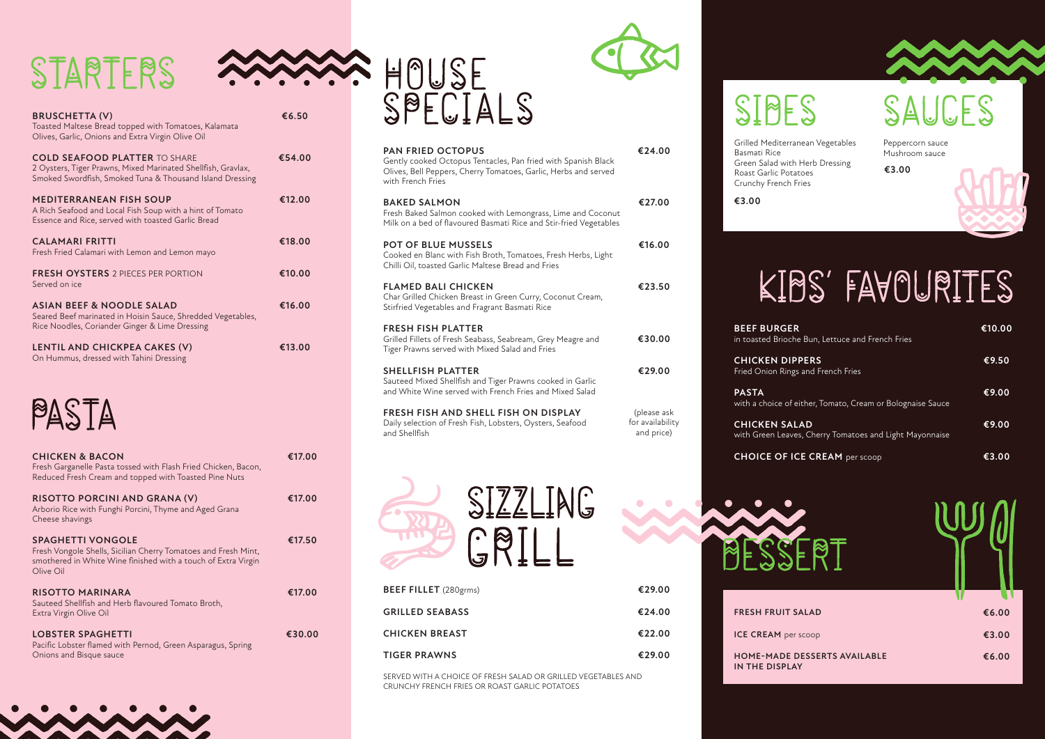# STARTERS

**BRUSCHETTA (V)** — €6.50
Toasted Maltese Bread topped with Tomatoes, Kalamata Olives, Garlic, Onions and Extra Virgin Olive Oil

**COLD SEAFOOD PLATTER** TO SHARE — €54.00
2 Oysters, Tiger Prawns, Mixed Marinated Shellfish, Gravlax, Smoked Swordfish, Smoked Tuna & Thousand Island Dressing

**MEDITERRANEAN FISH SOUP** — €12.00
A Rich Seafood and Local Fish Soup with a hint of Tomato Essence and Rice, served with toasted Garlic Bread

**CALAMARI FRITTI** — €18.00
Fresh Fried Calamari with Lemon and Lemon mayo

**FRESH OYSTERS** 2 PIECES PER PORTION — €10.00
Served on ice

**ASIAN BEEF & NOODLE SALAD** — €16.00
Seared Beef marinated in Hoisin Sauce, Shredded Vegetables, Rice Noodles, Coriander Ginger & Lime Dressing

**LENTIL AND CHICKPEA CAKES (V)** — €13.00
On Hummus, dressed with Tahini Dressing

# PASTA

**CHICKEN & BACON** — €17.00
Fresh Garganelle Pasta tossed with Flash Fried Chicken, Bacon, Reduced Fresh Cream and topped with Toasted Pine Nuts

**RISOTTO PORCINI AND GRANA (V)** — €17.00
Arborio Rice with Funghi Porcini, Thyme and Aged Grana Cheese shavings

**SPAGHETTI VONGOLE** — €17.50
Fresh Vongole Shells, Sicilian Cherry Tomatoes and Fresh Mint, smothered in White Wine finished with a touch of Extra Virgin Olive Oil

**RISOTTO MARINARA** — €17.00
Sauteed Shellfish and Herb flavoured Tomato Broth, Extra Virgin Olive Oil

**LOBSTER SPAGHETTI** — €30.00
Pacific Lobster flamed with Pernod, Green Asparagus, Spring Onions and Bisque sauce

# HOUSE SPECIALS

**PAN FRIED OCTOPUS** — €24.00
Gently cooked Octopus Tentacles, Pan fried with Spanish Black Olives, Bell Peppers, Cherry Tomatoes, Garlic, Herbs and served with French Fries

**BAKED SALMON** — €27.00
Fresh Baked Salmon cooked with Lemongrass, Lime and Coconut Milk on a bed of flavoured Basmati Rice and Stir-fried Vegetables

**POT OF BLUE MUSSELS** — €16.00
Cooked en Blanc with Fish Broth, Tomatoes, Fresh Herbs, Light Chilli Oil, toasted Garlic Maltese Bread and Fries

**FLAMED BALI CHICKEN** — €23.50
Char Grilled Chicken Breast in Green Curry, Coconut Cream, Stirfried Vegetables and Fragrant Basmati Rice

**FRESH FISH PLATTER** — €30.00
Grilled Fillets of Fresh Seabass, Seabream, Grey Meagre and Tiger Prawns served with Mixed Salad and Fries

**SHELLFISH PLATTER** — €29.00
Sauteed Mixed Shellfish and Tiger Prawns cooked in Garlic and White Wine served with French Fries and Mixed Salad

**FRESH FISH AND SHELL FISH ON DISPLAY** — (please ask for availability and price)
Daily selection of Fresh Fish, Lobsters, Oysters, Seafood and Shellfish

# SIZZLING GRILL

| | |
|---|---|
| **BEEF FILLET** (280grms) | €29.00 |
| **GRILLED SEABASS** | €24.00 |
| **CHICKEN BREAST** | €22.00 |
| **TIGER PRAWNS** | €29.00 |

SERVED WITH A CHOICE OF FRESH SALAD OR GRILLED VEGETABLES AND CRUNCHY FRENCH FRIES OR ROAST GARLIC POTATOES

# SIDES

Grilled Mediterranean Vegetables
Basmati Rice
Green Salad with Herb Dressing
Roast Garlic Potatoes
Crunchy French Fries

**€3.00**

# SAUCES

Peppercorn sauce
Mushroom sauce

**€3.00**

# KIDS' FAVOURITES

**BEEF BURGER** — €10.00
in toasted Brioche Bun, Lettuce and French Fries

**CHICKEN DIPPERS** — €9.50
Fried Onion Rings and French Fries

**PASTA** — €9.00
with a choice of either, Tomato, Cream or Bolognaise Sauce

**CHICKEN SALAD** — €9.00
with Green Leaves, Cherry Tomatoes and Light Mayonnaise

**CHOICE OF ICE CREAM** per scoop — €3.00

# DESSERT

| | |
|---|---|
| **FRESH FRUIT SALAD** | €6.00 |
| **ICE CREAM** per scoop | €3.00 |
| **HOME-MADE DESSERTS AVAILABLE IN THE DISPLAY** | €6.00 |